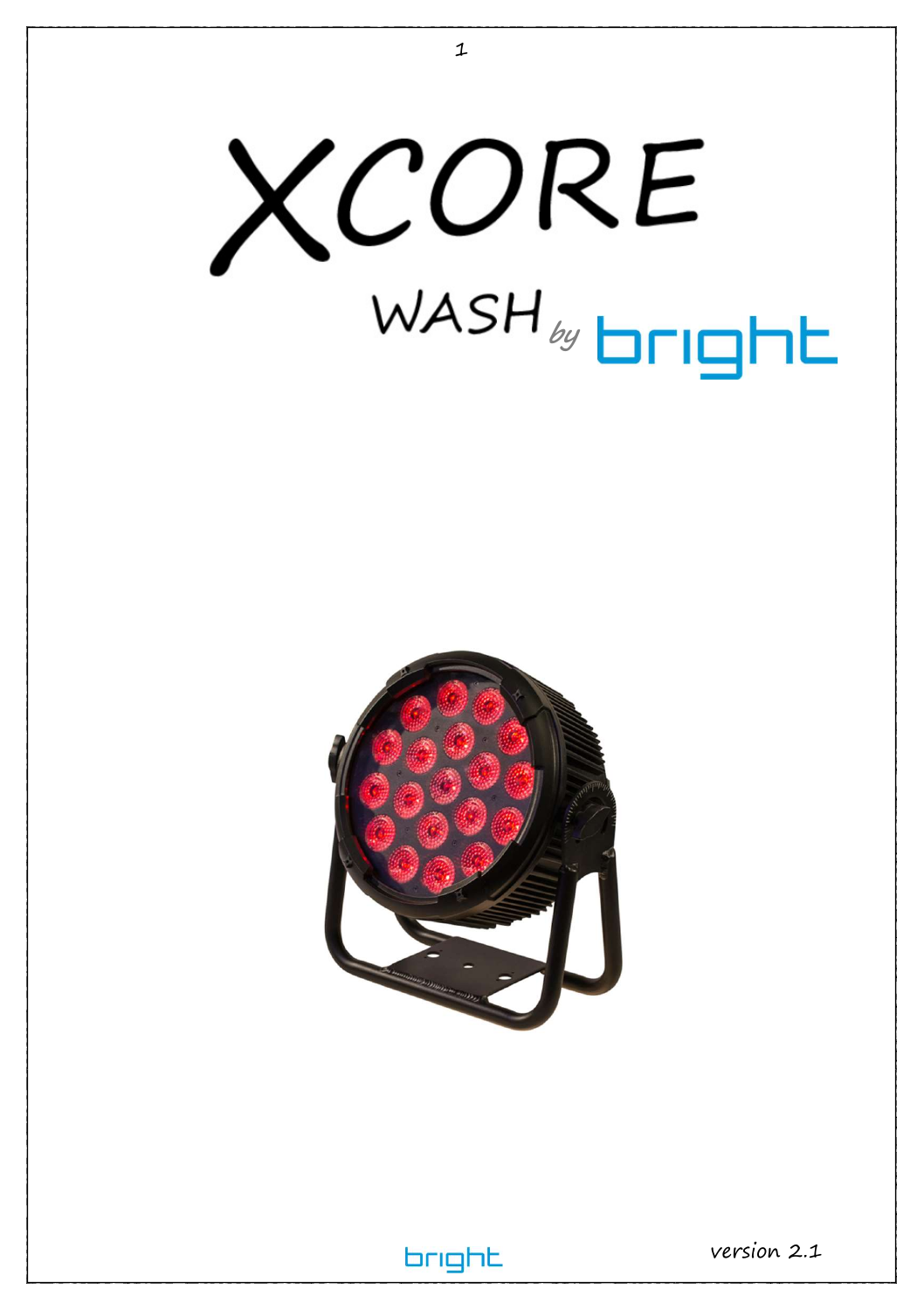# XCORE

## WASH *by* bright

bright

*version 2.1*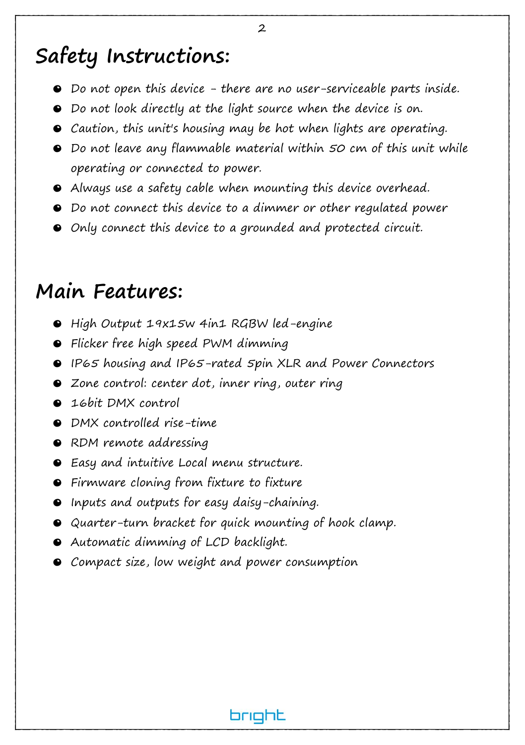# Safety Instructions:

- *Do not open this device - there are no user-serviceable parts inside.*
- *Do not look directly at the light source when the device is on.*
- *Caution, this unit's housing may be hot when lights are operating.*
- *Do not leave any flammable material within 50 cm of this unit while operating or connected to power.*
- *Always use a safety cable when mounting this device overhead.*
- *Do not connect this device to a dimmer or other regulated power*
- *Only connect this device to a grounded and protected circuit.*

# Main Features:

- *High Output 19x15w 4in1 RGBW led-engine*
- *Flicker free high speed PWM dimming*
- *IP65 housing and IP65-rated 5pin XLR and Power Connectors*
- *Zone control: center dot, inner ring, outer ring*
- *16bit DMX control*
- *DMX controlled rise-time*
- *RDM remote addressing*
- *Easy and intuitive Local menu structure.*
- *Firmware cloning from fixture to fixture*
- *Inputs and outputs for easy daisy-chaining.*
- *Quarter-turn bracket for quick mounting of hook clamp.*
- *Automatic dimming of LCD backlight.*
- *Compact size, low weight and power consumption*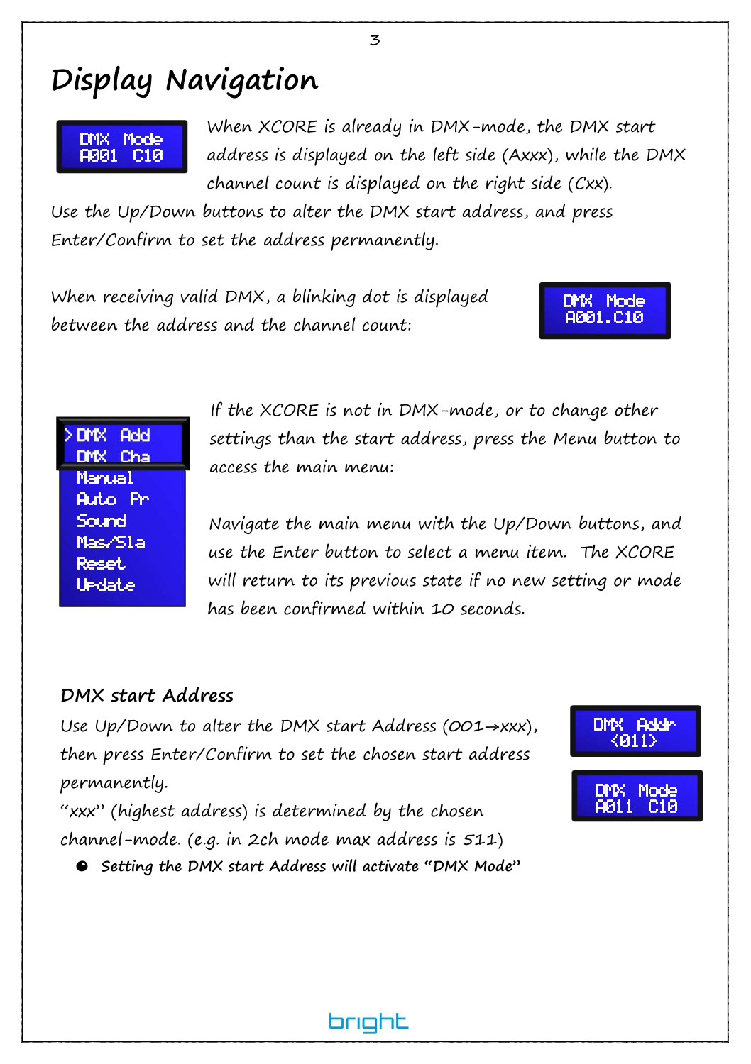# Display Navigation

DMX Mode
A001 C10

When XCORE is already in DMX-mode, the DMX start address is displayed on the left side (Axxx), while the DMX channel count is displayed on the right side (Cxx).

Use the Up/Down buttons to alter the DMX start address, and press Enter/Confirm to set the address permanently.

When receiving valid DMX, a blinking dot is displayed between the address and the channel count:

DMX Mode
A001.C10

>DMX Add
DMX Cha
Manual
Auto Pr
Sound
Mas/Sla
Reset
Update

If the XCORE is not in DMX-mode, or to change other settings than the start address, press the Menu button to access the main menu:

Navigate the main menu with the Up/Down buttons, and use the Enter button to select a menu item. The XCORE will return to its previous state if no new setting or mode has been confirmed within 10 seconds.

### DMX start Address

DMX Addr
<011>

DMX Mode
A011 C10

Use Up/Down to alter the DMX start Address (001→xxx), then press Enter/Confirm to set the chosen start address permanently.

"xxx" (highest address) is determined by the chosen channel-mode. (e.g. in 2ch mode max address is 511)

- **Setting the DMX start Address will activate "DMX Mode"**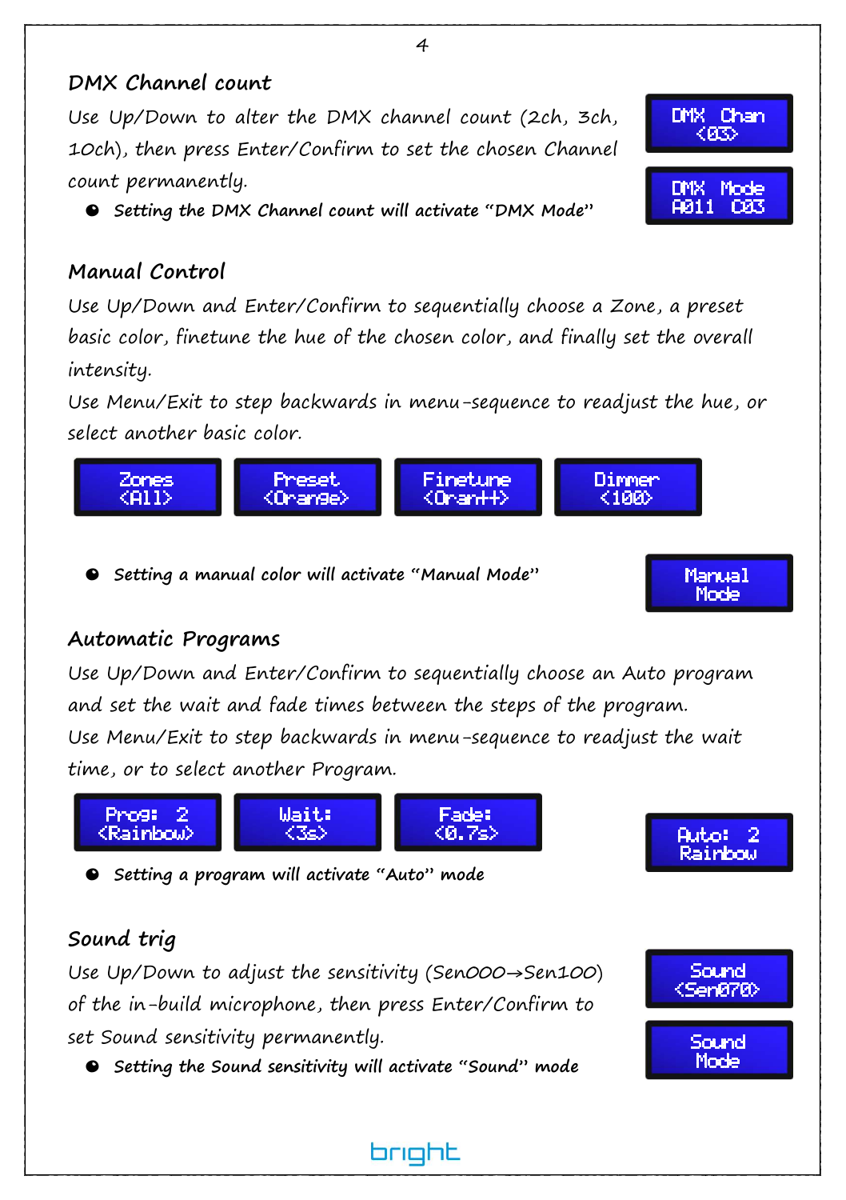## DMX Channel count

Use Up/Down to alter the DMX channel count (2ch, 3ch, 10ch), then press Enter/Confirm to set the chosen Channel count permanently.

- **Setting the DMX Channel count will activate "DMX Mode"**

DMX Chan
<03>

DMX Mode
A011 C03

## Manual Control

Use Up/Down and Enter/Confirm to sequentially choose a Zone, a preset basic color, finetune the hue of the chosen color, and finally set the overall intensity.

Use Menu/Exit to step backwards in menu-sequence to readjust the hue, or select another basic color.

Zones
<All>

Preset
<Orange>

Finetune
<Oran++>

Dimmer
<100>

- **Setting a manual color will activate "Manual Mode"**

Manual
Mode

## Automatic Programs

Use Up/Down and Enter/Confirm to sequentially choose an Auto program and set the wait and fade times between the steps of the program.

Use Menu/Exit to step backwards in menu-sequence to readjust the wait time, or to select another Program.

Prog: 2
<Rainbow>

Wait:
<3s>

Fade:
<0.7s>

Auto: 2
Rainbow

- **Setting a program will activate "Auto" mode**

## Sound trig

Use Up/Down to adjust the sensitivity (Sen000→Sen100) of the in-build microphone, then press Enter/Confirm to set Sound sensitivity permanently.

- **Setting the Sound sensitivity will activate "Sound" mode**

Sound
<Sen070>

Sound
Mode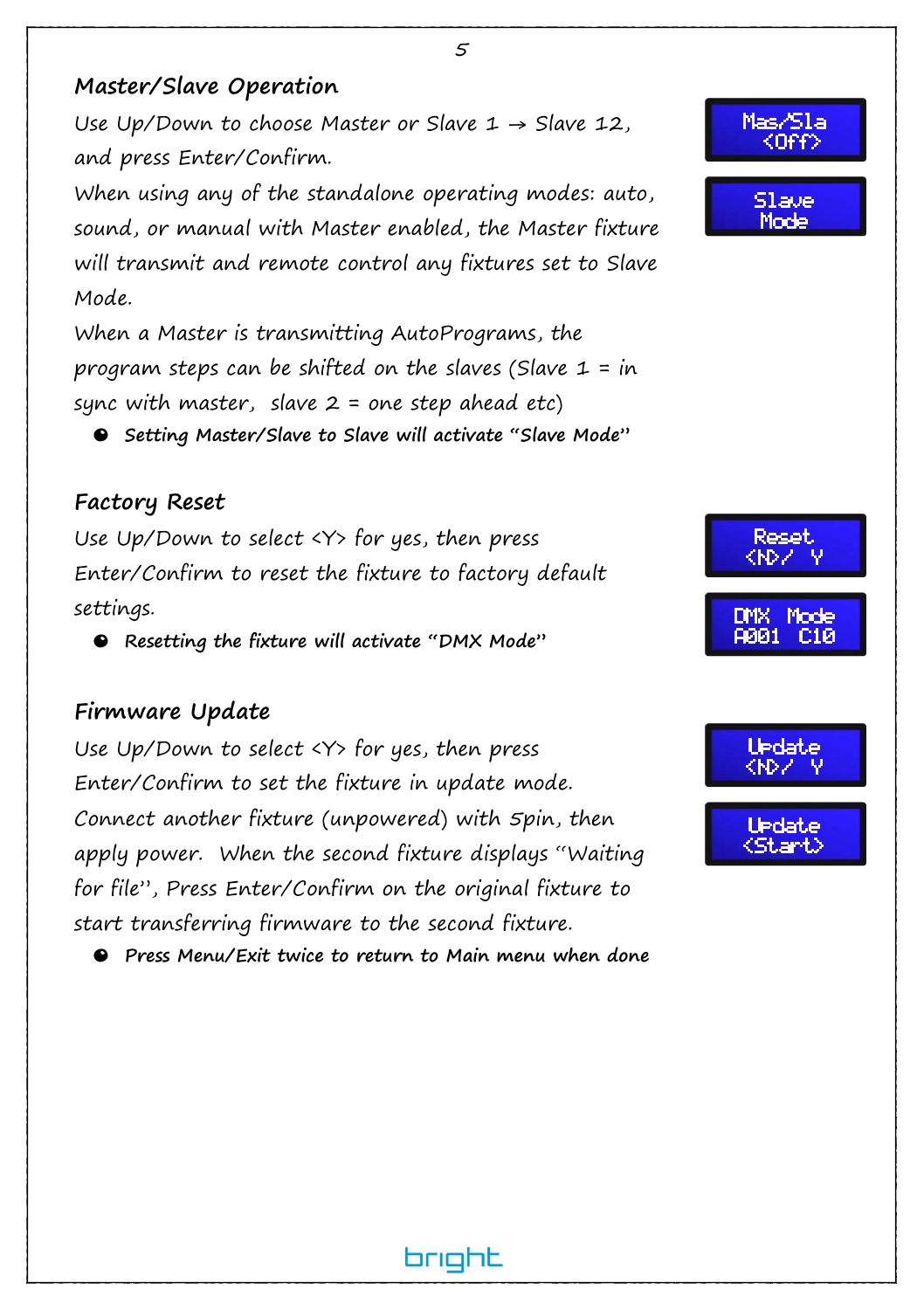## Master/Slave Operation

Use Up/Down to choose Master or Slave 1 → Slave 12, and press Enter/Confirm.

When using any of the standalone operating modes: auto, sound, or manual with Master enabled, the Master fixture will transmit and remote control any fixtures set to Slave Mode.

When a Master is transmitting AutoPrograms, the program steps can be shifted on the slaves (Slave 1 = in sync with master, slave 2 = one step ahead etc)

- **Setting Master/Slave to Slave will activate "Slave Mode"**

```
Mas/Sla
 <Off>
```

```
Slave
Mode
```

## Factory Reset

Use Up/Down to select <Y> for yes, then press Enter/Confirm to reset the fixture to factory default settings.

- **Resetting the fixture will activate "DMX Mode"**

```
Reset
<N>/ Y
```

```
DMX Mode
A001 C10
```

## Firmware Update

Use Up/Down to select <Y> for yes, then press Enter/Confirm to set the fixture in update mode.

Connect another fixture (unpowered) with 5pin, then apply power. When the second fixture displays "Waiting for file", Press Enter/Confirm on the original fixture to start transferring firmware to the second fixture.

- **Press Menu/Exit twice to return to Main menu when done**

```
Update
<N>/ Y
```

```
Update
<Start>
```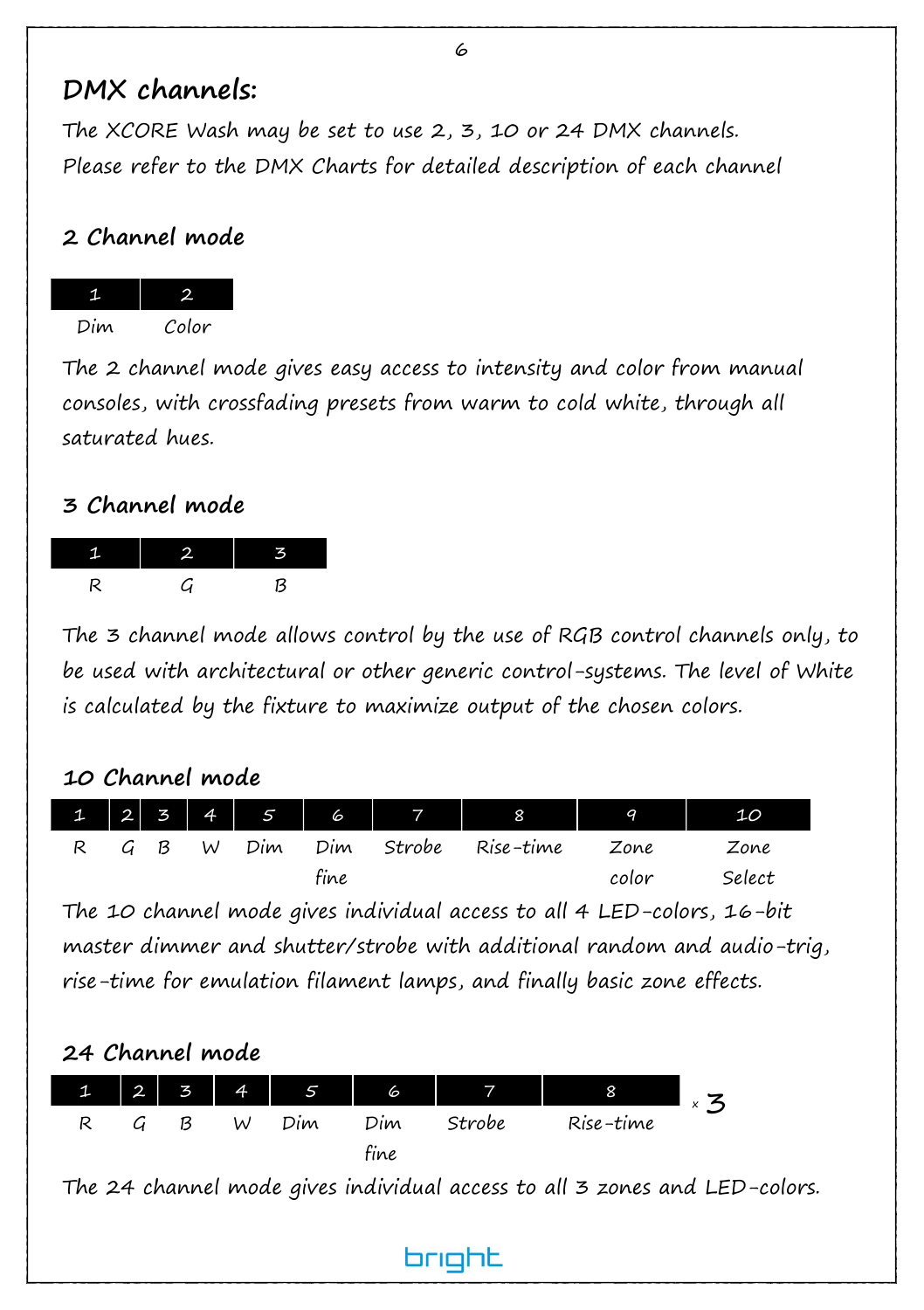## DMX channels:

The XCORE Wash may be set to use 2, 3, 10 or 24 DMX channels.
Please refer to the DMX Charts for detailed description of each channel

### 2 Channel mode

| 1 | 2 |
|---|---|
| Dim | Color |

The 2 channel mode gives easy access to intensity and color from manual consoles, with crossfading presets from warm to cold white, through all saturated hues.

### 3 Channel mode

| 1 | 2 | 3 |
|---|---|---|
| R | G | B |

The 3 channel mode allows control by the use of RGB control channels only, to be used with architectural or other generic control-systems. The level of White is calculated by the fixture to maximize output of the chosen colors.

### 10 Channel mode

| 1 | 2 | 3 | 4 | 5 | 6 | 7 | 8 | 9 | 10 |
|---|---|---|---|---|---|---|---|---|---|
| R | G | B | W | Dim | Dim fine | Strobe | Rise-time | Zone color | Zone Select |

The 10 channel mode gives individual access to all 4 LED-colors, 16-bit master dimmer and shutter/strobe with additional random and audio-trig, rise-time for emulation filament lamps, and finally basic zone effects.

### 24 Channel mode

| 1 | 2 | 3 | 4 | 5 | 6 | 7 | 8 |
|---|---|---|---|---|---|---|---|
| R | G | B | W | Dim | Dim fine | Strobe | Rise-time |

x 3

The 24 channel mode gives individual access to all 3 zones and LED-colors.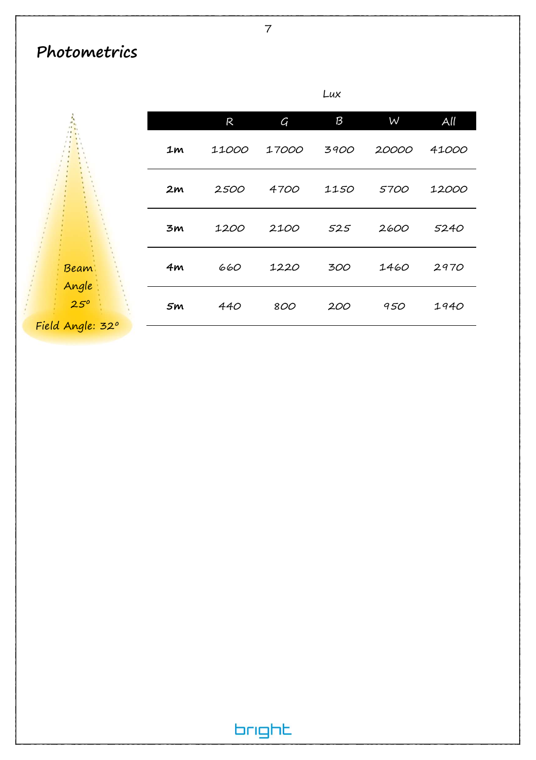# Photometrics

Beam Angle 25°

Field Angle: 32°

Lux

| | R | G | B | W | All |
|---|---|---|---|---|---|
| **1m** | 11000 | 17000 | 3900 | 20000 | 41000 |
| **2m** | 2500 | 4700 | 1150 | 5700 | 12000 |
| **3m** | 1200 | 2100 | 525 | 2600 | 5240 |
| **4m** | 660 | 1220 | 300 | 1460 | 2970 |
| **5m** | 440 | 800 | 200 | 950 | 1940 |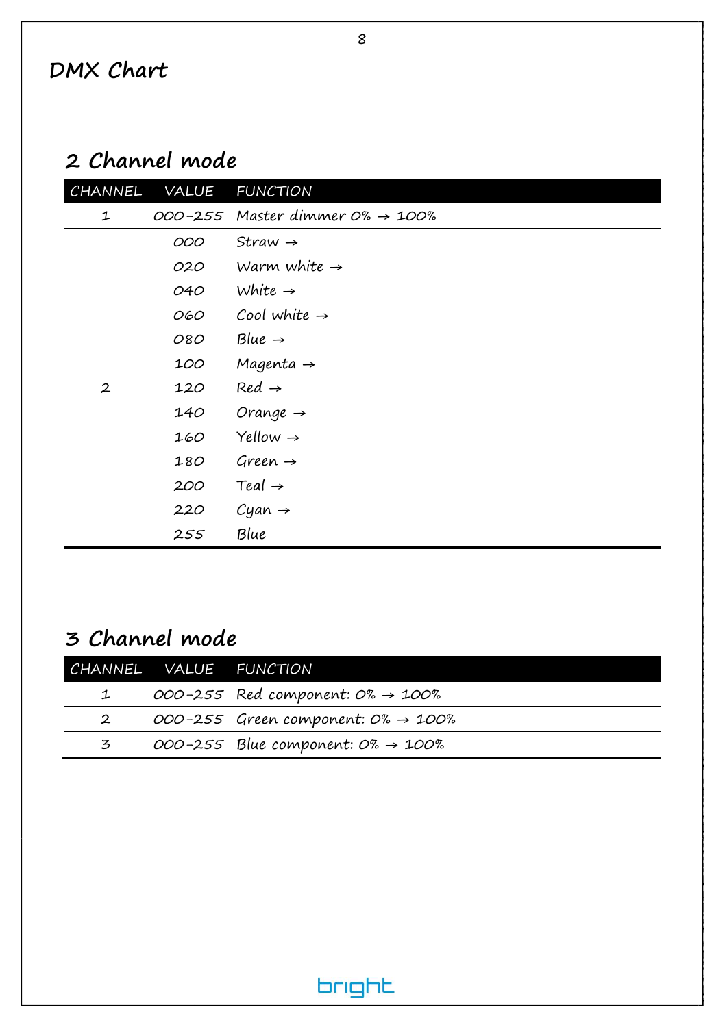# DMX Chart

## 2 Channel mode

| CHANNEL | VALUE | FUNCTION |
|---|---|---|
| 1 | 000-255 | Master dimmer 0% → 100% |
| 2 | 000 | Straw → |
| | 020 | Warm white → |
| | 040 | White → |
| | 060 | Cool white → |
| | 080 | Blue → |
| | 100 | Magenta → |
| | 120 | Red → |
| | 140 | Orange → |
| | 160 | Yellow → |
| | 180 | Green → |
| | 200 | Teal → |
| | 220 | Cyan → |
| | 255 | Blue |

## 3 Channel mode

| CHANNEL | VALUE | FUNCTION |
|---|---|---|
| 1 | 000-255 | Red component: 0% → 100% |
| 2 | 000-255 | Green component: 0% → 100% |
| 3 | 000-255 | Blue component: 0% → 100% |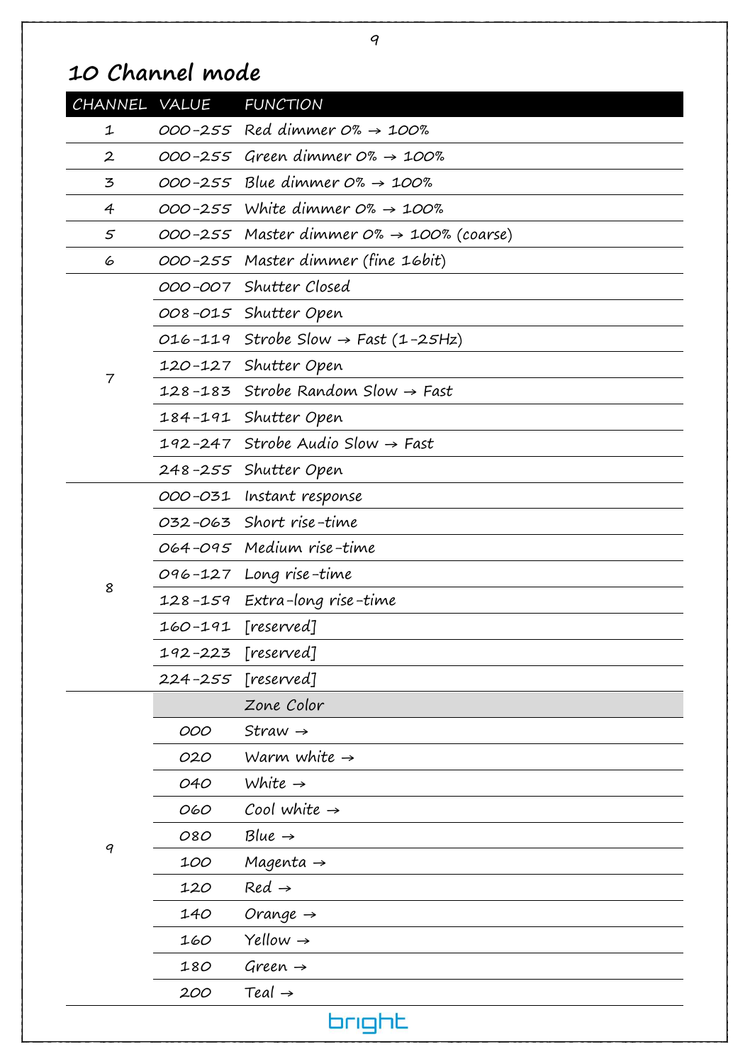# 10 Channel mode

| CHANNEL | VALUE | FUNCTION |
|---|---|---|
| 1 | 000-255 | Red dimmer 0% → 100% |
| 2 | 000-255 | Green dimmer 0% → 100% |
| 3 | 000-255 | Blue dimmer 0% → 100% |
| 4 | 000-255 | White dimmer 0% → 100% |
| 5 | 000-255 | Master dimmer 0% → 100% (coarse) |
| 6 | 000-255 | Master dimmer (fine 16bit) |
| 7 | 000-007 | Shutter Closed |
| | 008-015 | Shutter Open |
| | 016-119 | Strobe Slow → Fast (1-25Hz) |
| | 120-127 | Shutter Open |
| | 128-183 | Strobe Random Slow → Fast |
| | 184-191 | Shutter Open |
| | 192-247 | Strobe Audio Slow → Fast |
| | 248-255 | Shutter Open |
| 8 | 000-031 | Instant response |
| | 032-063 | Short rise-time |
| | 064-095 | Medium rise-time |
| | 096-127 | Long rise-time |
| | 128-159 | Extra-long rise-time |
| | 160-191 | [reserved] |
| | 192-223 | [reserved] |
| | 224-255 | [reserved] |
| 9 | | Zone Color |
| | 000 | Straw → |
| | 020 | Warm white → |
| | 040 | White → |
| | 060 | Cool white → |
| | 080 | Blue → |
| | 100 | Magenta → |
| | 120 | Red → |
| | 140 | Orange → |
| | 160 | Yellow → |
| | 180 | Green → |
| | 200 | Teal → |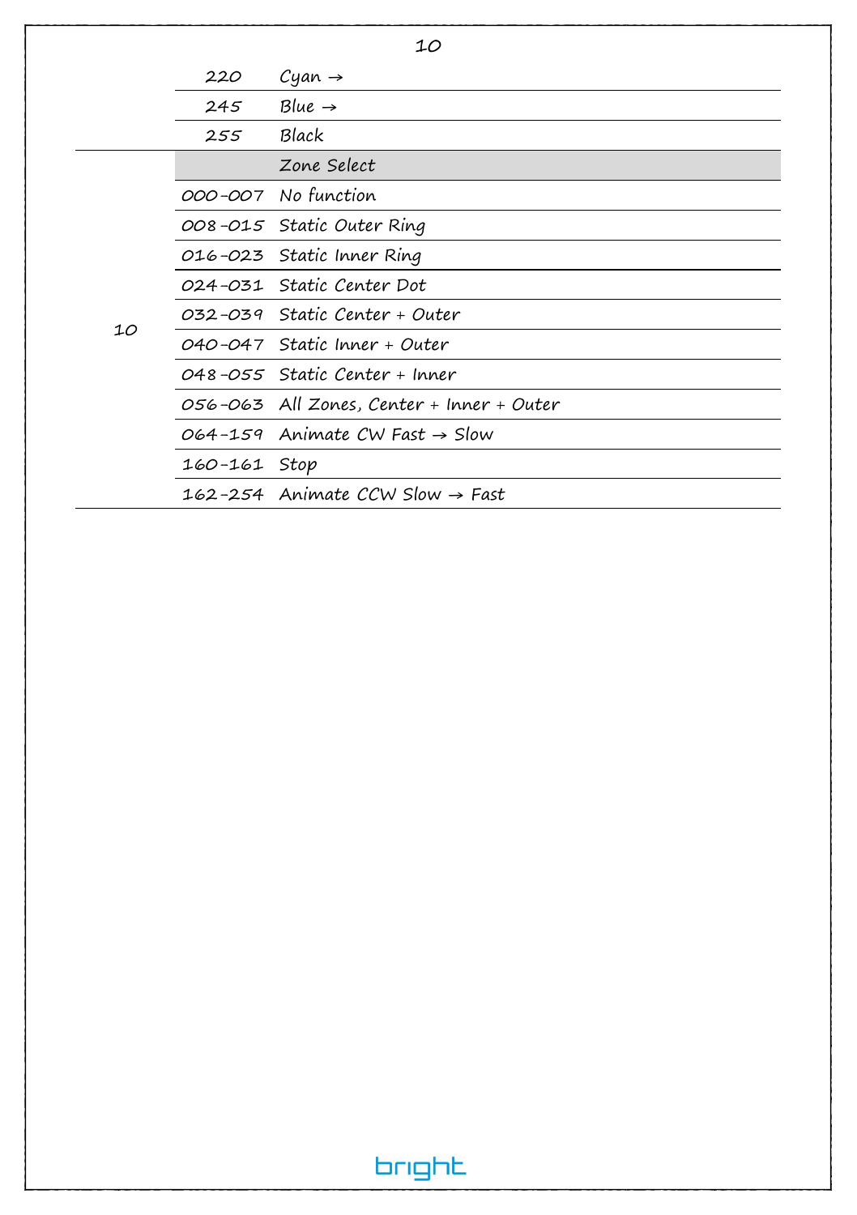| | | |
|---|---|---|
| | 220 | Cyan → |
| | 245 | Blue → |
| | 255 | Black |
| 10 | | Zone Select |
| | 000-007 | No function |
| | 008-015 | Static Outer Ring |
| | 016-023 | Static Inner Ring |
| | 024-031 | Static Center Dot |
| | 032-039 | Static Center + Outer |
| | 040-047 | Static Inner + Outer |
| | 048-055 | Static Center + Inner |
| | 056-063 | All Zones, Center + Inner + Outer |
| | 064-159 | Animate CW Fast → Slow |
| | 160-161 | Stop |
| | 162-254 | Animate CCW Slow → Fast |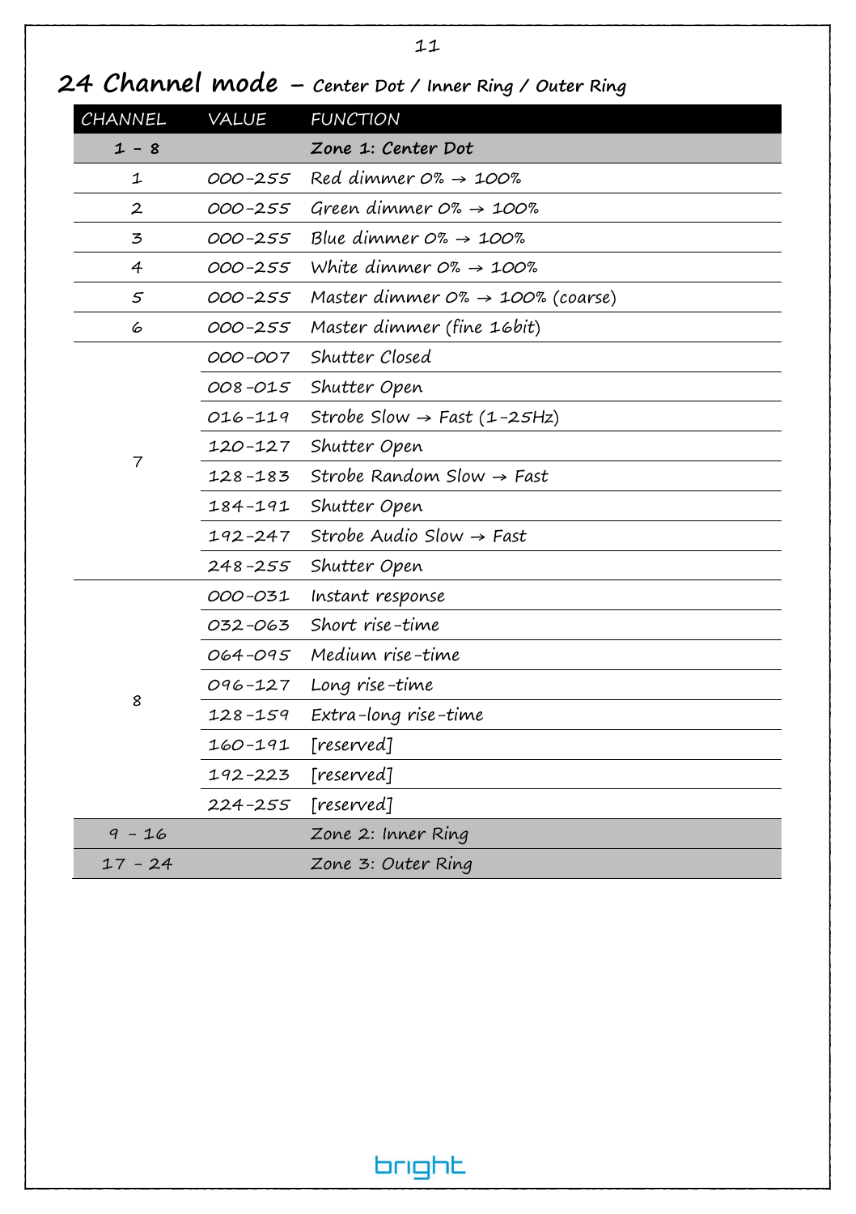# 24 Channel mode – Center Dot / Inner Ring / Outer Ring

| CHANNEL | VALUE | FUNCTION |
|---|---|---|
| **1 – 8** | | **Zone 1: Center Dot** |
| 1 | 000-255 | Red dimmer 0% → 100% |
| 2 | 000-255 | Green dimmer 0% → 100% |
| 3 | 000-255 | Blue dimmer 0% → 100% |
| 4 | 000-255 | White dimmer 0% → 100% |
| 5 | 000-255 | Master dimmer 0% → 100% (coarse) |
| 6 | 000-255 | Master dimmer (fine 16bit) |
| 7 | 000-007 | Shutter Closed |
| | 008-015 | Shutter Open |
| | 016-119 | Strobe Slow → Fast (1-25Hz) |
| | 120-127 | Shutter Open |
| | 128-183 | Strobe Random Slow → Fast |
| | 184-191 | Shutter Open |
| | 192-247 | Strobe Audio Slow → Fast |
| | 248-255 | Shutter Open |
| 8 | 000-031 | Instant response |
| | 032-063 | Short rise-time |
| | 064-095 | Medium rise-time |
| | 096-127 | Long rise-time |
| | 128-159 | Extra-long rise-time |
| | 160-191 | [reserved] |
| | 192-223 | [reserved] |
| | 224-255 | [reserved] |
| 9 – 16 | | Zone 2: Inner Ring |
| 17 – 24 | | Zone 3: Outer Ring |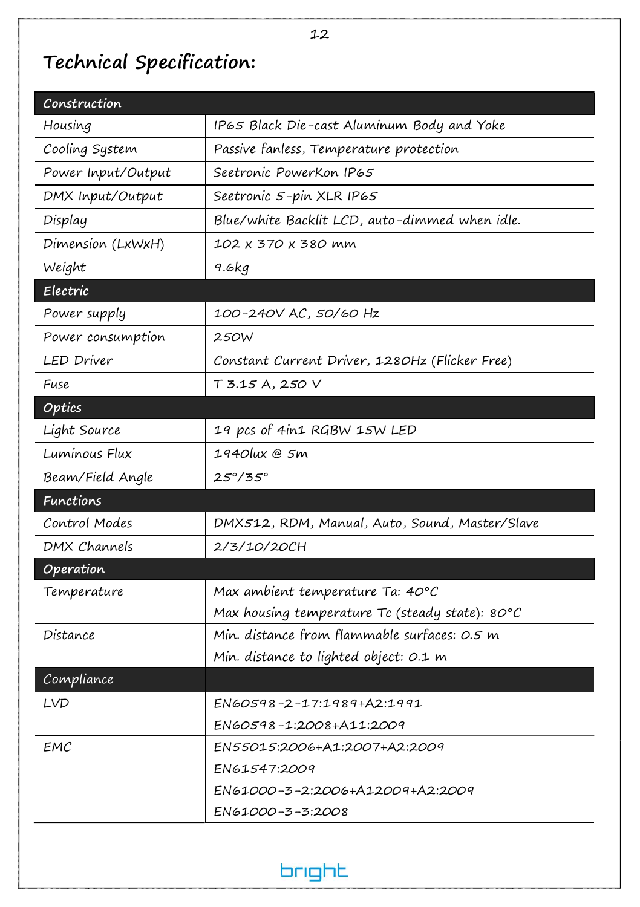# Technical Specification:

| Construction | |
|---|---|
| Housing | IP65 Black Die-cast Aluminum Body and Yoke |
| Cooling System | Passive fanless, Temperature protection |
| Power Input/Output | Seetronic PowerKon IP65 |
| DMX Input/Output | Seetronic 5-pin XLR IP65 |
| Display | Blue/white Backlit LCD, auto-dimmed when idle. |
| Dimension (LxWxH) | 102 x 370 x 380 mm |
| Weight | 9.6kg |
| **Electric** | |
| Power supply | 100-240V AC, 50/60 Hz |
| Power consumption | 250W |
| LED Driver | Constant Current Driver, 1280Hz (Flicker Free) |
| Fuse | T 3.15 A, 250 V |
| **Optics** | |
| Light Source | 19 pcs of 4in1 RGBW 15W LED |
| Luminous Flux | 1940lux @ 5m |
| Beam/Field Angle | 25°/35° |
| **Functions** | |
| Control Modes | DMX512, RDM, Manual, Auto, Sound, Master/Slave |
| DMX Channels | 2/3/10/20CH |
| **Operation** | |
| Temperature | Max ambient temperature Ta: 40°C<br>Max housing temperature Tc (steady state): 80°C |
| Distance | Min. distance from flammable surfaces: 0.5 m<br>Min. distance to lighted object: 0.1 m |
| **Compliance** | |
| LVD | EN60598-2-17:1989+A2:1991<br>EN60598-1:2008+A11:2009 |
| EMC | EN55015:2006+A1:2007+A2:2009<br>EN61547:2009<br>EN61000-3-2:2006+A12009+A2:2009<br>EN61000-3-3:2008 |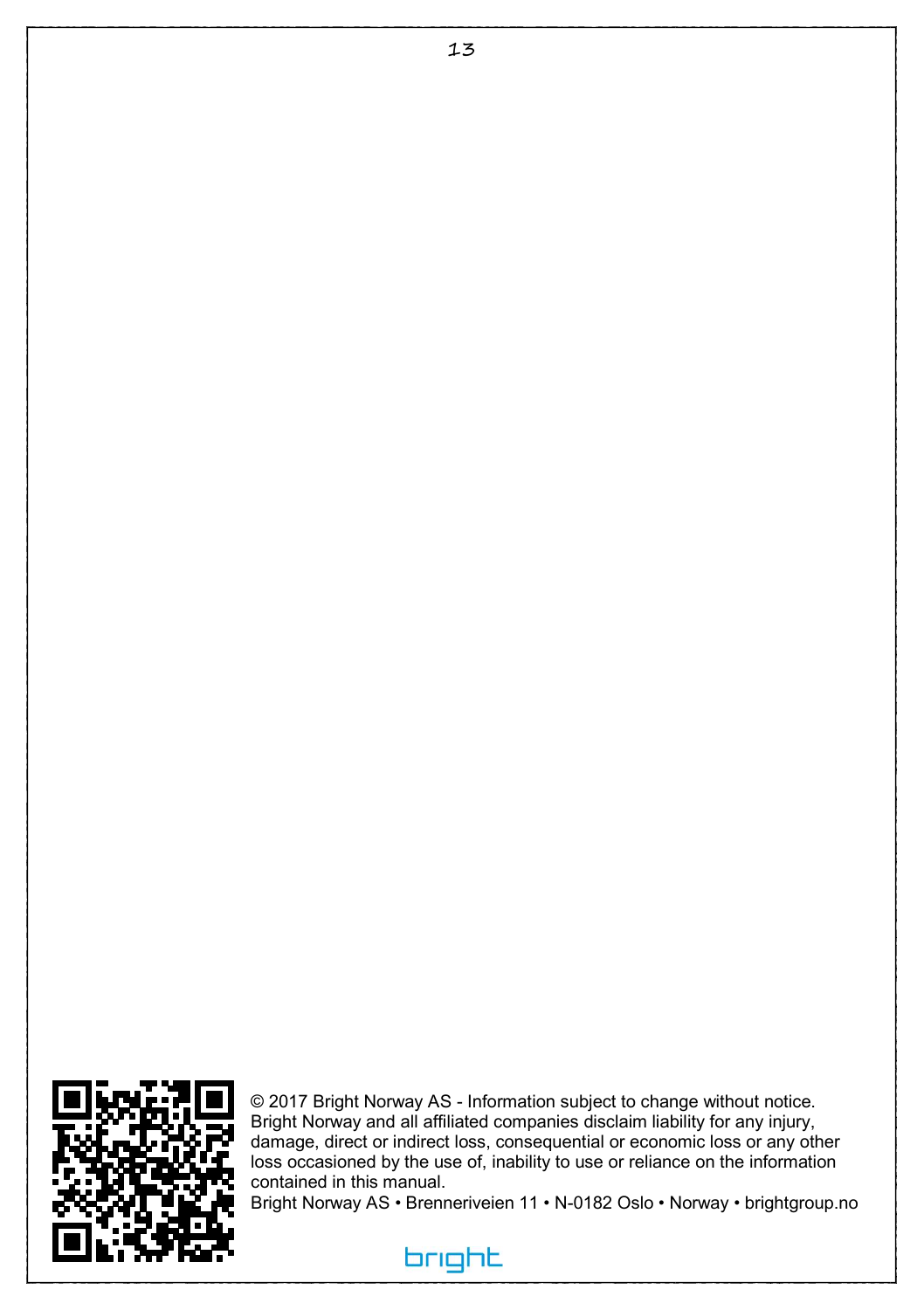© 2017 Bright Norway AS - Information subject to change without notice. Bright Norway and all affiliated companies disclaim liability for any injury, damage, direct or indirect loss, consequential or economic loss or any other loss occasioned by the use of, inability to use or reliance on the information contained in this manual.

Bright Norway AS • Brenneriveien 11 • N-0182 Oslo • Norway • brightgroup.no

bright